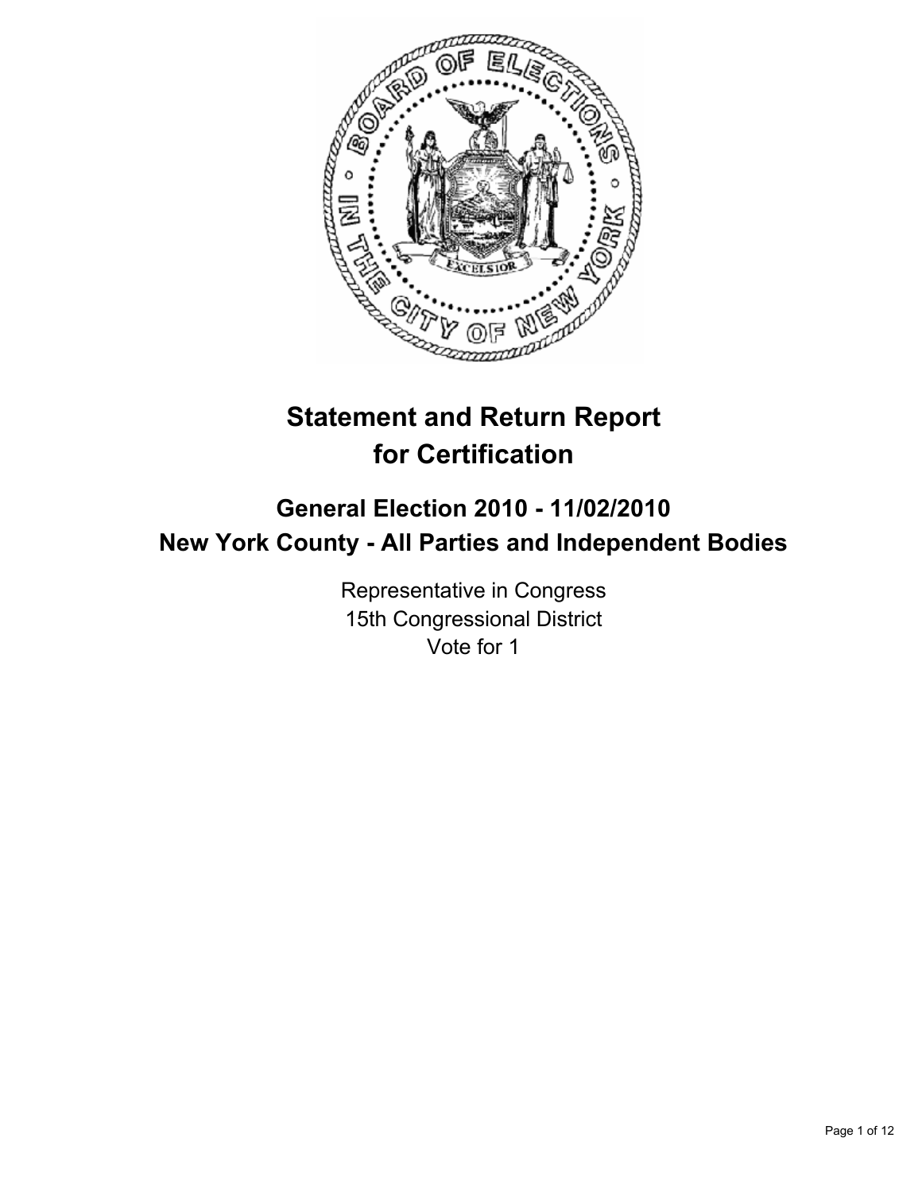# Statement and Return Report for Certification

## General Election 2010 - 11/02/2010
## New York County - All Parties and Independent Bodies

Representative in Congress
15th Congressional District
Vote for 1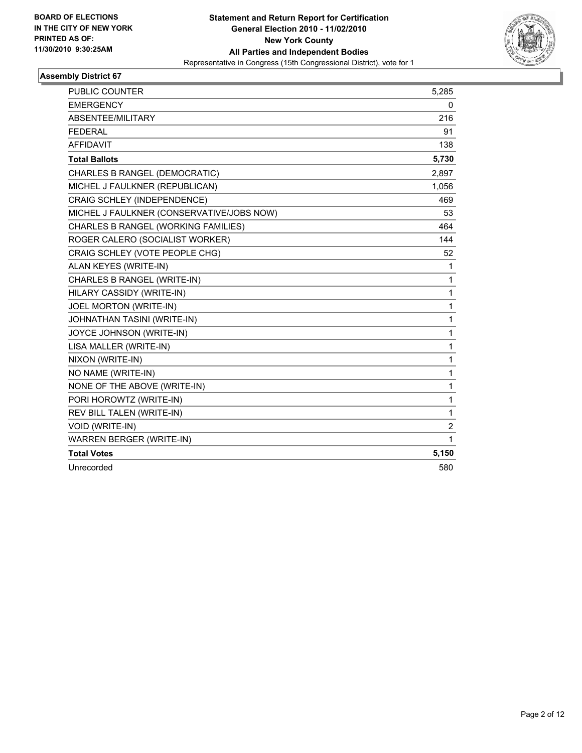**BOARD OF ELECTIONS IN THE CITY OF NEW YORK PRINTED AS OF: 11/30/2010 9:30:25AM**

**Statement and Return Report for Certification**
**General Election 2010 - 11/02/2010**
**New York County**
**All Parties and Independent Bodies**
Representative in Congress (15th Congressional District), vote for 1

## Assembly District 67

| | |
|---|---|
| PUBLIC COUNTER | 5,285 |
| EMERGENCY | 0 |
| ABSENTEE/MILITARY | 216 |
| FEDERAL | 91 |
| AFFIDAVIT | 138 |
| **Total Ballots** | **5,730** |
| CHARLES B RANGEL (DEMOCRATIC) | 2,897 |
| MICHEL J FAULKNER (REPUBLICAN) | 1,056 |
| CRAIG SCHLEY (INDEPENDENCE) | 469 |
| MICHEL J FAULKNER (CONSERVATIVE/JOBS NOW) | 53 |
| CHARLES B RANGEL (WORKING FAMILIES) | 464 |
| ROGER CALERO (SOCIALIST WORKER) | 144 |
| CRAIG SCHLEY (VOTE PEOPLE CHG) | 52 |
| ALAN KEYES (WRITE-IN) | 1 |
| CHARLES B RANGEL (WRITE-IN) | 1 |
| HILARY CASSIDY (WRITE-IN) | 1 |
| JOEL MORTON (WRITE-IN) | 1 |
| JOHNATHAN TASINI (WRITE-IN) | 1 |
| JOYCE JOHNSON (WRITE-IN) | 1 |
| LISA MALLER (WRITE-IN) | 1 |
| NIXON (WRITE-IN) | 1 |
| NO NAME (WRITE-IN) | 1 |
| NONE OF THE ABOVE (WRITE-IN) | 1 |
| PORI HOROWTZ (WRITE-IN) | 1 |
| REV BILL TALEN (WRITE-IN) | 1 |
| VOID (WRITE-IN) | 2 |
| WARREN BERGER (WRITE-IN) | 1 |
| **Total Votes** | **5,150** |
| Unrecorded | 580 |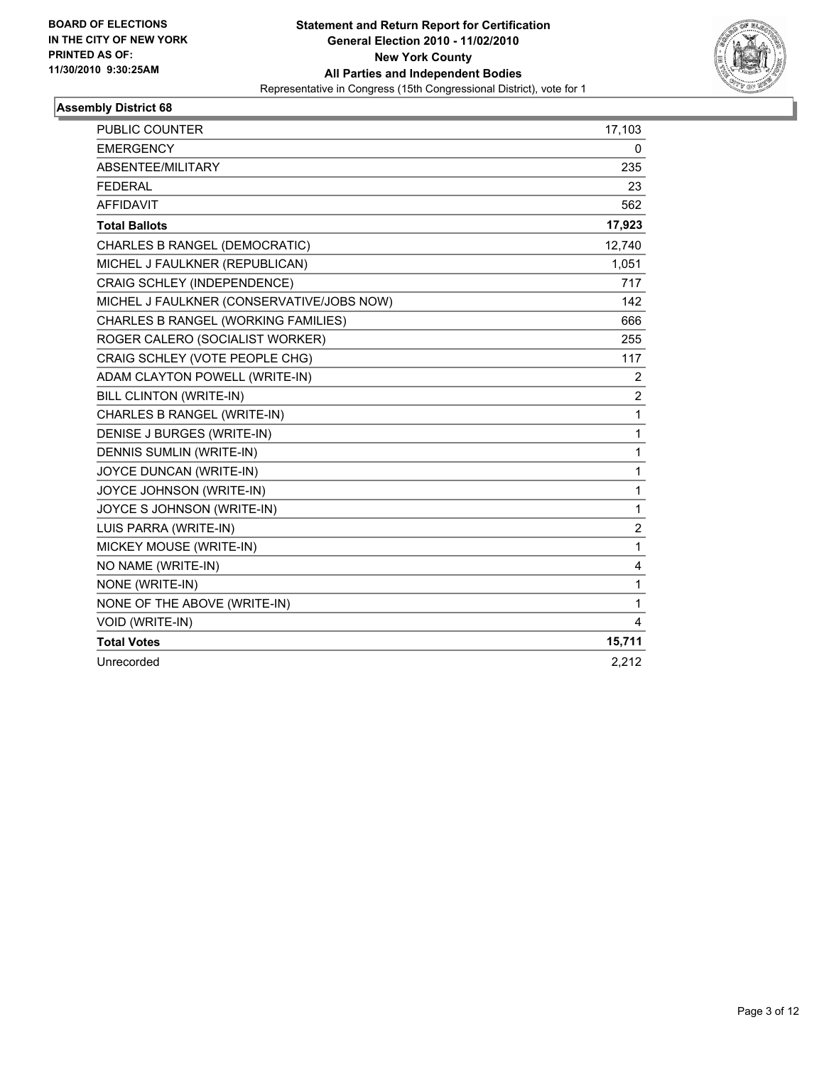BOARD OF ELECTIONS
IN THE CITY OF NEW YORK
PRINTED AS OF:
11/30/2010 9:30:25AM

**Statement and Return Report for Certification**
**General Election 2010 - 11/02/2010**
**New York County**
**All Parties and Independent Bodies**
Representative in Congress (15th Congressional District), vote for 1

## Assembly District 68

| | |
|---|---|
| PUBLIC COUNTER | 17,103 |
| EMERGENCY | 0 |
| ABSENTEE/MILITARY | 235 |
| FEDERAL | 23 |
| AFFIDAVIT | 562 |
| **Total Ballots** | **17,923** |
| CHARLES B RANGEL (DEMOCRATIC) | 12,740 |
| MICHEL J FAULKNER (REPUBLICAN) | 1,051 |
| CRAIG SCHLEY (INDEPENDENCE) | 717 |
| MICHEL J FAULKNER (CONSERVATIVE/JOBS NOW) | 142 |
| CHARLES B RANGEL (WORKING FAMILIES) | 666 |
| ROGER CALERO (SOCIALIST WORKER) | 255 |
| CRAIG SCHLEY (VOTE PEOPLE CHG) | 117 |
| ADAM CLAYTON POWELL (WRITE-IN) | 2 |
| BILL CLINTON (WRITE-IN) | 2 |
| CHARLES B RANGEL (WRITE-IN) | 1 |
| DENISE J BURGES (WRITE-IN) | 1 |
| DENNIS SUMLIN (WRITE-IN) | 1 |
| JOYCE DUNCAN (WRITE-IN) | 1 |
| JOYCE JOHNSON (WRITE-IN) | 1 |
| JOYCE S JOHNSON (WRITE-IN) | 1 |
| LUIS PARRA (WRITE-IN) | 2 |
| MICKEY MOUSE (WRITE-IN) | 1 |
| NO NAME (WRITE-IN) | 4 |
| NONE (WRITE-IN) | 1 |
| NONE OF THE ABOVE (WRITE-IN) | 1 |
| VOID (WRITE-IN) | 4 |
| **Total Votes** | **15,711** |
| Unrecorded | 2,212 |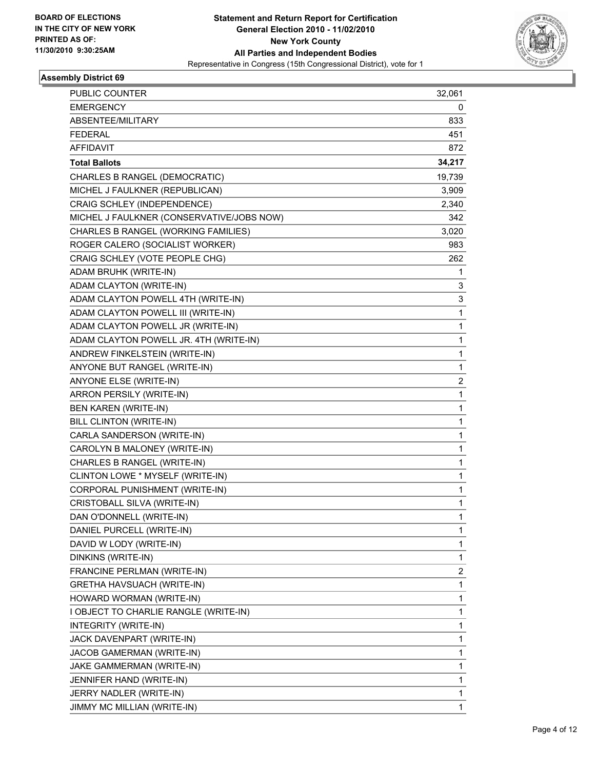BOARD OF ELECTIONS
IN THE CITY OF NEW YORK
PRINTED AS OF:
11/30/2010 9:30:25AM

**Statement and Return Report for Certification**
**General Election 2010 - 11/02/2010**
**New York County**
**All Parties and Independent Bodies**
Representative in Congress (15th Congressional District), vote for 1

### Assembly District 69

| | |
|---|---|
| PUBLIC COUNTER | 32,061 |
| EMERGENCY | 0 |
| ABSENTEE/MILITARY | 833 |
| FEDERAL | 451 |
| AFFIDAVIT | 872 |
| **Total Ballots** | **34,217** |
| CHARLES B RANGEL (DEMOCRATIC) | 19,739 |
| MICHEL J FAULKNER (REPUBLICAN) | 3,909 |
| CRAIG SCHLEY (INDEPENDENCE) | 2,340 |
| MICHEL J FAULKNER (CONSERVATIVE/JOBS NOW) | 342 |
| CHARLES B RANGEL (WORKING FAMILIES) | 3,020 |
| ROGER CALERO (SOCIALIST WORKER) | 983 |
| CRAIG SCHLEY (VOTE PEOPLE CHG) | 262 |
| ADAM BRUHK (WRITE-IN) | 1 |
| ADAM CLAYTON (WRITE-IN) | 3 |
| ADAM CLAYTON POWELL 4TH (WRITE-IN) | 3 |
| ADAM CLAYTON POWELL III (WRITE-IN) | 1 |
| ADAM CLAYTON POWELL JR (WRITE-IN) | 1 |
| ADAM CLAYTON POWELL JR. 4TH (WRITE-IN) | 1 |
| ANDREW FINKELSTEIN (WRITE-IN) | 1 |
| ANYONE BUT RANGEL (WRITE-IN) | 1 |
| ANYONE ELSE (WRITE-IN) | 2 |
| ARRON PERSILY (WRITE-IN) | 1 |
| BEN KAREN (WRITE-IN) | 1 |
| BILL CLINTON (WRITE-IN) | 1 |
| CARLA SANDERSON (WRITE-IN) | 1 |
| CAROLYN B MALONEY (WRITE-IN) | 1 |
| CHARLES B RANGEL (WRITE-IN) | 1 |
| CLINTON LOWE * MYSELF (WRITE-IN) | 1 |
| CORPORAL PUNISHMENT (WRITE-IN) | 1 |
| CRISTOBALL SILVA (WRITE-IN) | 1 |
| DAN O'DONNELL (WRITE-IN) | 1 |
| DANIEL PURCELL (WRITE-IN) | 1 |
| DAVID W LODY (WRITE-IN) | 1 |
| DINKINS (WRITE-IN) | 1 |
| FRANCINE PERLMAN (WRITE-IN) | 2 |
| GRETHA HAVSUACH (WRITE-IN) | 1 |
| HOWARD WORMAN (WRITE-IN) | 1 |
| I OBJECT TO CHARLIE RANGLE (WRITE-IN) | 1 |
| INTEGRITY (WRITE-IN) | 1 |
| JACK DAVENPART (WRITE-IN) | 1 |
| JACOB GAMERMAN (WRITE-IN) | 1 |
| JAKE GAMMERMAN (WRITE-IN) | 1 |
| JENNIFER HAND (WRITE-IN) | 1 |
| JERRY NADLER (WRITE-IN) | 1 |
| JIMMY MC MILLIAN (WRITE-IN) | 1 |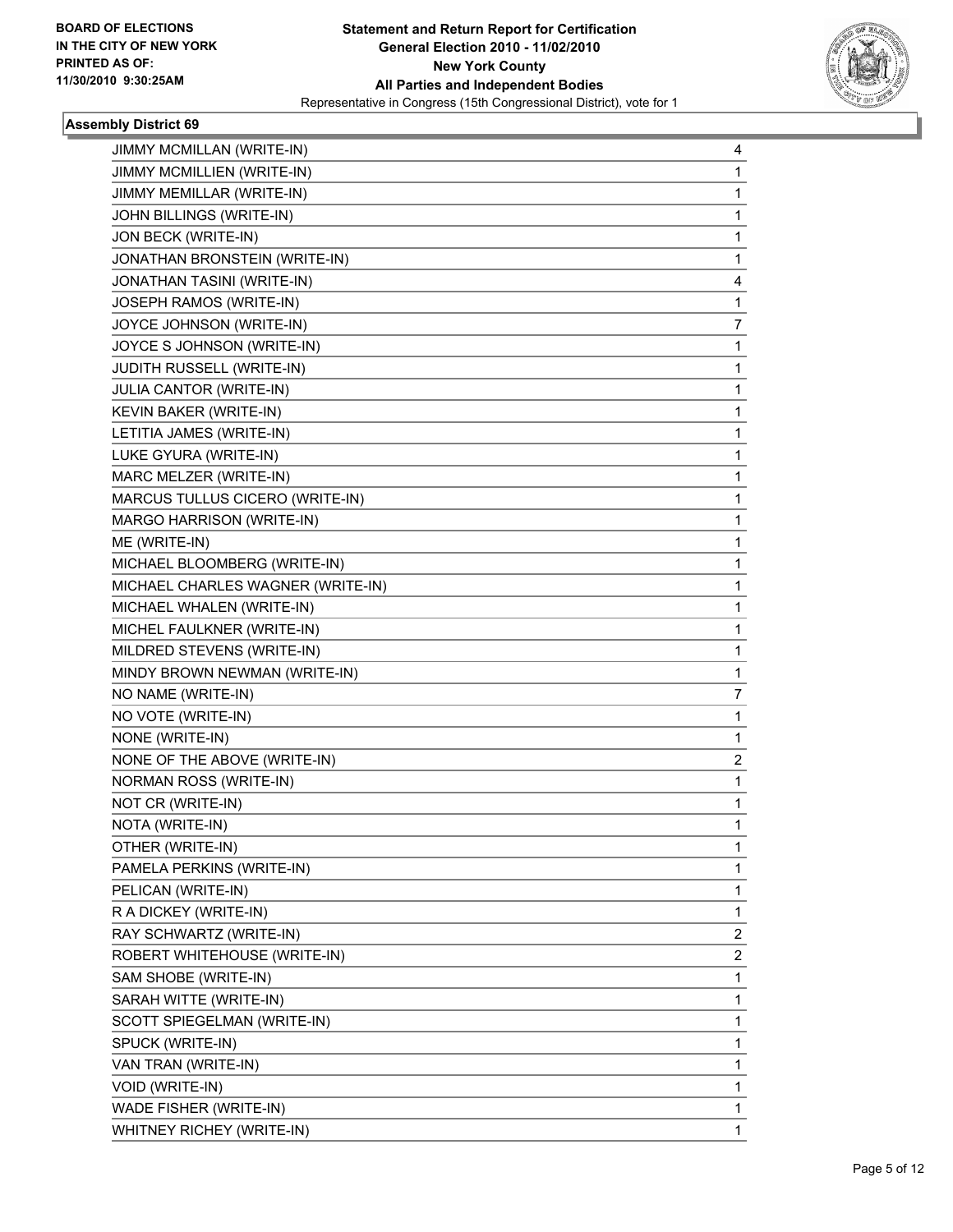**BOARD OF ELECTIONS IN THE CITY OF NEW YORK PRINTED AS OF: 11/30/2010 9:30:25AM**

**Statement and Return Report for Certification General Election 2010 - 11/02/2010 New York County All Parties and Independent Bodies**
Representative in Congress (15th Congressional District), vote for 1

### Assembly District 69

| | |
|---|---|
| JIMMY MCMILLAN (WRITE-IN) | 4 |
| JIMMY MCMILLIEN (WRITE-IN) | 1 |
| JIMMY MEMILLAR (WRITE-IN) | 1 |
| JOHN BILLINGS (WRITE-IN) | 1 |
| JON BECK (WRITE-IN) | 1 |
| JONATHAN BRONSTEIN (WRITE-IN) | 1 |
| JONATHAN TASINI (WRITE-IN) | 4 |
| JOSEPH RAMOS (WRITE-IN) | 1 |
| JOYCE JOHNSON (WRITE-IN) | 7 |
| JOYCE S JOHNSON (WRITE-IN) | 1 |
| JUDITH RUSSELL (WRITE-IN) | 1 |
| JULIA CANTOR (WRITE-IN) | 1 |
| KEVIN BAKER (WRITE-IN) | 1 |
| LETITIA JAMES (WRITE-IN) | 1 |
| LUKE GYURA (WRITE-IN) | 1 |
| MARC MELZER (WRITE-IN) | 1 |
| MARCUS TULLUS CICERO (WRITE-IN) | 1 |
| MARGO HARRISON (WRITE-IN) | 1 |
| ME (WRITE-IN) | 1 |
| MICHAEL BLOOMBERG (WRITE-IN) | 1 |
| MICHAEL CHARLES WAGNER (WRITE-IN) | 1 |
| MICHAEL WHALEN (WRITE-IN) | 1 |
| MICHEL FAULKNER (WRITE-IN) | 1 |
| MILDRED STEVENS (WRITE-IN) | 1 |
| MINDY BROWN NEWMAN (WRITE-IN) | 1 |
| NO NAME (WRITE-IN) | 7 |
| NO VOTE (WRITE-IN) | 1 |
| NONE (WRITE-IN) | 1 |
| NONE OF THE ABOVE (WRITE-IN) | 2 |
| NORMAN ROSS (WRITE-IN) | 1 |
| NOT CR (WRITE-IN) | 1 |
| NOTA (WRITE-IN) | 1 |
| OTHER (WRITE-IN) | 1 |
| PAMELA PERKINS (WRITE-IN) | 1 |
| PELICAN (WRITE-IN) | 1 |
| R A DICKEY (WRITE-IN) | 1 |
| RAY SCHWARTZ (WRITE-IN) | 2 |
| ROBERT WHITEHOUSE (WRITE-IN) | 2 |
| SAM SHOBE (WRITE-IN) | 1 |
| SARAH WITTE (WRITE-IN) | 1 |
| SCOTT SPIEGELMAN (WRITE-IN) | 1 |
| SPUCK (WRITE-IN) | 1 |
| VAN TRAN (WRITE-IN) | 1 |
| VOID (WRITE-IN) | 1 |
| WADE FISHER (WRITE-IN) | 1 |
| WHITNEY RICHEY (WRITE-IN) | 1 |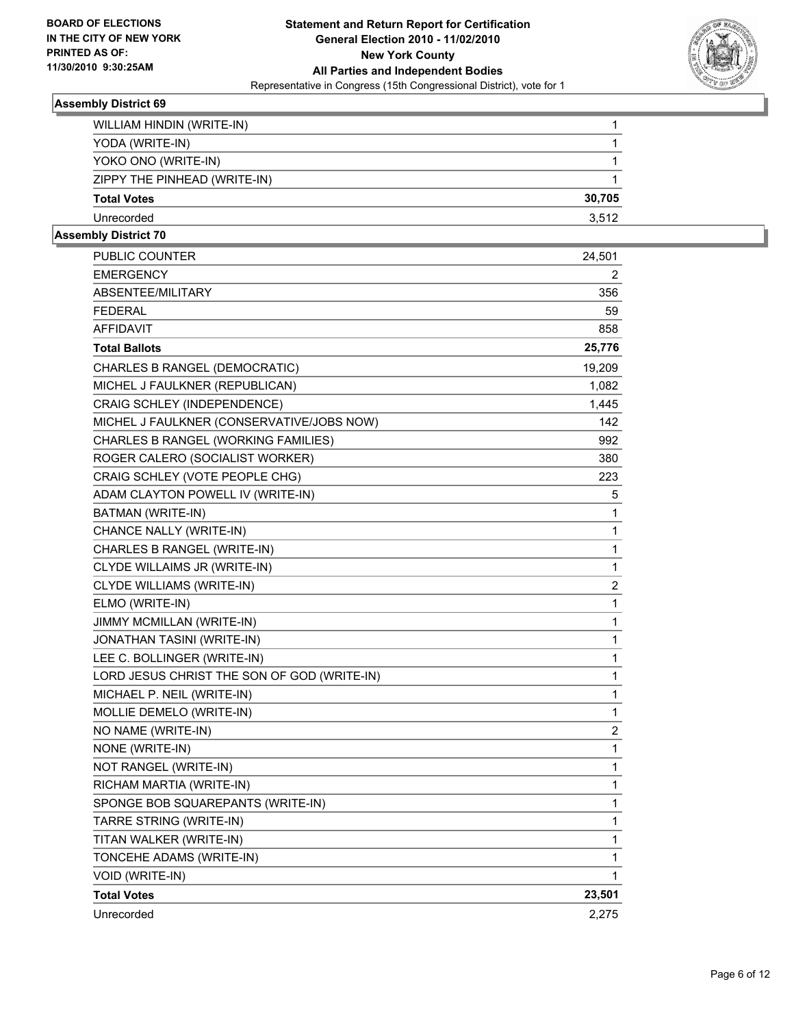**BOARD OF ELECTIONS IN THE CITY OF NEW YORK PRINTED AS OF: 11/30/2010 9:30:25AM**

**Statement and Return Report for Certification General Election 2010 - 11/02/2010 New York County All Parties and Independent Bodies**

Representative in Congress (15th Congressional District), vote for 1

### Assembly District 69

| | |
|---|---|
| WILLIAM HINDIN (WRITE-IN) | 1 |
| YODA (WRITE-IN) | 1 |
| YOKO ONO (WRITE-IN) | 1 |
| ZIPPY THE PINHEAD (WRITE-IN) | 1 |
| **Total Votes** | **30,705** |
| Unrecorded | 3,512 |

### Assembly District 70

| | |
|---|---|
| PUBLIC COUNTER | 24,501 |
| EMERGENCY | 2 |
| ABSENTEE/MILITARY | 356 |
| FEDERAL | 59 |
| AFFIDAVIT | 858 |
| **Total Ballots** | **25,776** |
| CHARLES B RANGEL (DEMOCRATIC) | 19,209 |
| MICHEL J FAULKNER (REPUBLICAN) | 1,082 |
| CRAIG SCHLEY (INDEPENDENCE) | 1,445 |
| MICHEL J FAULKNER (CONSERVATIVE/JOBS NOW) | 142 |
| CHARLES B RANGEL (WORKING FAMILIES) | 992 |
| ROGER CALERO (SOCIALIST WORKER) | 380 |
| CRAIG SCHLEY (VOTE PEOPLE CHG) | 223 |
| ADAM CLAYTON POWELL IV (WRITE-IN) | 5 |
| BATMAN (WRITE-IN) | 1 |
| CHANCE NALLY (WRITE-IN) | 1 |
| CHARLES B RANGEL (WRITE-IN) | 1 |
| CLYDE WILLAIMS JR (WRITE-IN) | 1 |
| CLYDE WILLIAMS (WRITE-IN) | 2 |
| ELMO (WRITE-IN) | 1 |
| JIMMY MCMILLAN (WRITE-IN) | 1 |
| JONATHAN TASINI (WRITE-IN) | 1 |
| LEE C. BOLLINGER (WRITE-IN) | 1 |
| LORD JESUS CHRIST THE SON OF GOD (WRITE-IN) | 1 |
| MICHAEL P. NEIL (WRITE-IN) | 1 |
| MOLLIE DEMELO (WRITE-IN) | 1 |
| NO NAME (WRITE-IN) | 2 |
| NONE (WRITE-IN) | 1 |
| NOT RANGEL (WRITE-IN) | 1 |
| RICHAM MARTIA (WRITE-IN) | 1 |
| SPONGE BOB SQUAREPANTS (WRITE-IN) | 1 |
| TARRE STRING (WRITE-IN) | 1 |
| TITAN WALKER (WRITE-IN) | 1 |
| TONCEHE ADAMS (WRITE-IN) | 1 |
| VOID (WRITE-IN) | 1 |
| **Total Votes** | **23,501** |
| Unrecorded | 2,275 |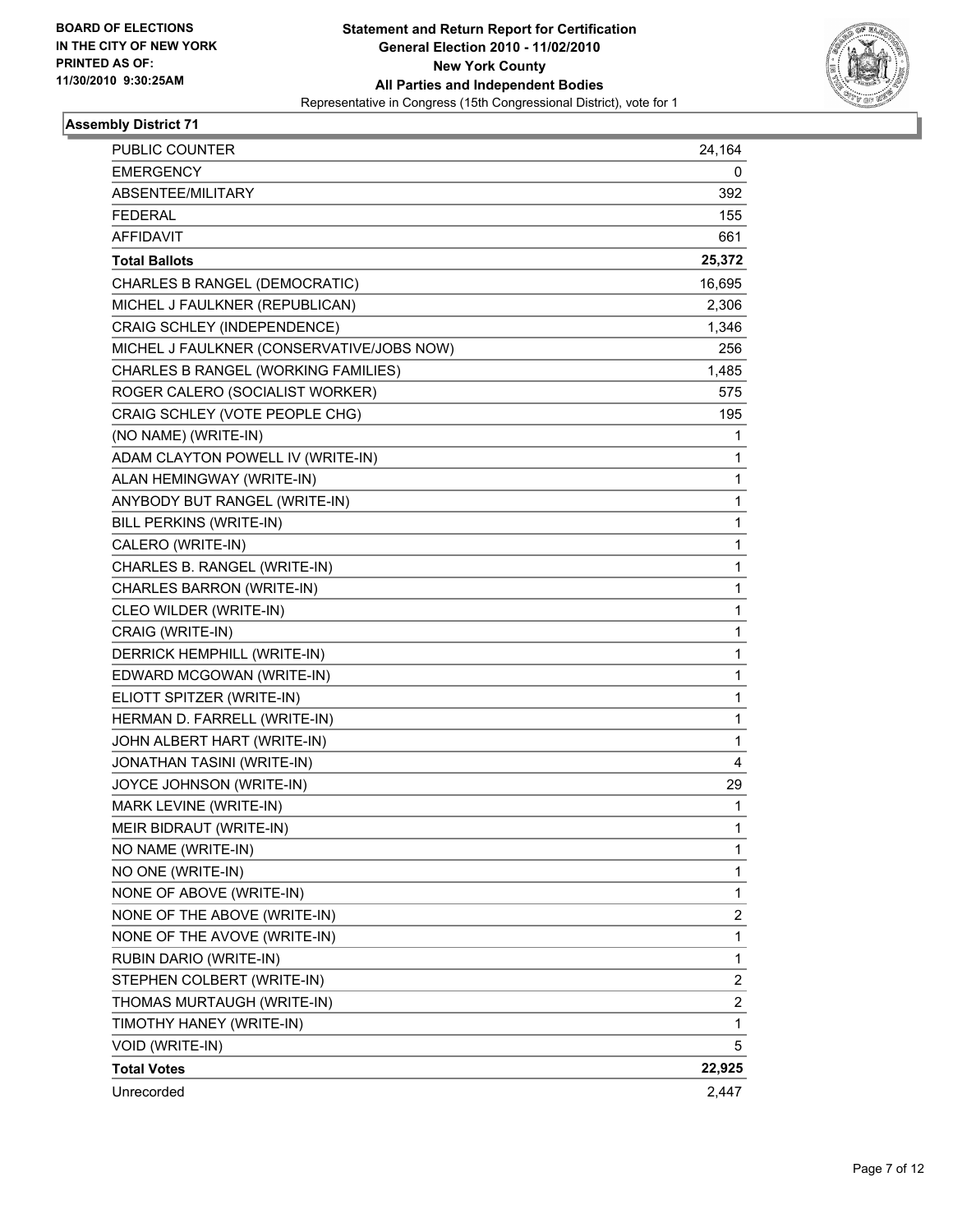**BOARD OF ELECTIONS**
**IN THE CITY OF NEW YORK**
**PRINTED AS OF:**
**11/30/2010 9:30:25AM**

**Statement and Return Report for Certification**
**General Election 2010 - 11/02/2010**
**New York County**
**All Parties and Independent Bodies**
Representative in Congress (15th Congressional District), vote for 1

### Assembly District 71

| | |
|---|---|
| PUBLIC COUNTER | 24,164 |
| EMERGENCY | 0 |
| ABSENTEE/MILITARY | 392 |
| FEDERAL | 155 |
| AFFIDAVIT | 661 |
| **Total Ballots** | **25,372** |
| CHARLES B RANGEL (DEMOCRATIC) | 16,695 |
| MICHEL J FAULKNER (REPUBLICAN) | 2,306 |
| CRAIG SCHLEY (INDEPENDENCE) | 1,346 |
| MICHEL J FAULKNER (CONSERVATIVE/JOBS NOW) | 256 |
| CHARLES B RANGEL (WORKING FAMILIES) | 1,485 |
| ROGER CALERO (SOCIALIST WORKER) | 575 |
| CRAIG SCHLEY (VOTE PEOPLE CHG) | 195 |
| (NO NAME) (WRITE-IN) | 1 |
| ADAM CLAYTON POWELL IV (WRITE-IN) | 1 |
| ALAN HEMINGWAY (WRITE-IN) | 1 |
| ANYBODY BUT RANGEL (WRITE-IN) | 1 |
| BILL PERKINS (WRITE-IN) | 1 |
| CALERO (WRITE-IN) | 1 |
| CHARLES B. RANGEL (WRITE-IN) | 1 |
| CHARLES BARRON (WRITE-IN) | 1 |
| CLEO WILDER (WRITE-IN) | 1 |
| CRAIG (WRITE-IN) | 1 |
| DERRICK HEMPHILL (WRITE-IN) | 1 |
| EDWARD MCGOWAN (WRITE-IN) | 1 |
| ELIOTT SPITZER (WRITE-IN) | 1 |
| HERMAN D. FARRELL (WRITE-IN) | 1 |
| JOHN ALBERT HART (WRITE-IN) | 1 |
| JONATHAN TASINI (WRITE-IN) | 4 |
| JOYCE JOHNSON (WRITE-IN) | 29 |
| MARK LEVINE (WRITE-IN) | 1 |
| MEIR BIDRAUT (WRITE-IN) | 1 |
| NO NAME (WRITE-IN) | 1 |
| NO ONE (WRITE-IN) | 1 |
| NONE OF ABOVE (WRITE-IN) | 1 |
| NONE OF THE ABOVE (WRITE-IN) | 2 |
| NONE OF THE AVOVE (WRITE-IN) | 1 |
| RUBIN DARIO (WRITE-IN) | 1 |
| STEPHEN COLBERT (WRITE-IN) | 2 |
| THOMAS MURTAUGH (WRITE-IN) | 2 |
| TIMOTHY HANEY (WRITE-IN) | 1 |
| VOID (WRITE-IN) | 5 |
| **Total Votes** | **22,925** |
| Unrecorded | 2,447 |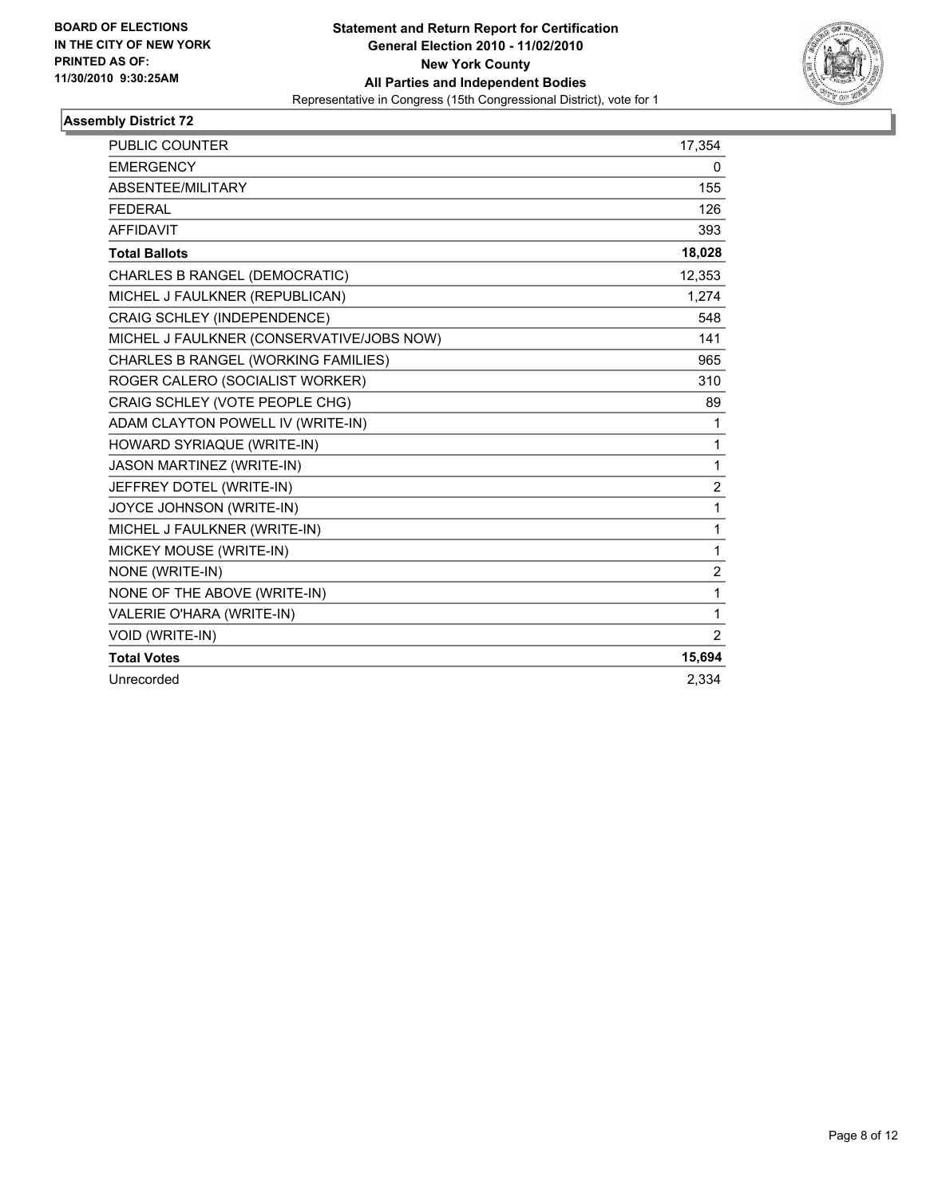BOARD OF ELECTIONS
IN THE CITY OF NEW YORK
PRINTED AS OF:
11/30/2010 9:30:25AM

**Statement and Return Report for Certification**
**General Election 2010 - 11/02/2010**
**New York County**
**All Parties and Independent Bodies**
Representative in Congress (15th Congressional District), vote for 1

### Assembly District 72

| | |
|---|---|
| PUBLIC COUNTER | 17,354 |
| EMERGENCY | 0 |
| ABSENTEE/MILITARY | 155 |
| FEDERAL | 126 |
| AFFIDAVIT | 393 |
| **Total Ballots** | **18,028** |
| CHARLES B RANGEL (DEMOCRATIC) | 12,353 |
| MICHEL J FAULKNER (REPUBLICAN) | 1,274 |
| CRAIG SCHLEY (INDEPENDENCE) | 548 |
| MICHEL J FAULKNER (CONSERVATIVE/JOBS NOW) | 141 |
| CHARLES B RANGEL (WORKING FAMILIES) | 965 |
| ROGER CALERO (SOCIALIST WORKER) | 310 |
| CRAIG SCHLEY (VOTE PEOPLE CHG) | 89 |
| ADAM CLAYTON POWELL IV (WRITE-IN) | 1 |
| HOWARD SYRIAQUE (WRITE-IN) | 1 |
| JASON MARTINEZ (WRITE-IN) | 1 |
| JEFFREY DOTEL (WRITE-IN) | 2 |
| JOYCE JOHNSON (WRITE-IN) | 1 |
| MICHEL J FAULKNER (WRITE-IN) | 1 |
| MICKEY MOUSE (WRITE-IN) | 1 |
| NONE (WRITE-IN) | 2 |
| NONE OF THE ABOVE (WRITE-IN) | 1 |
| VALERIE O'HARA (WRITE-IN) | 1 |
| VOID (WRITE-IN) | 2 |
| **Total Votes** | **15,694** |
| Unrecorded | 2,334 |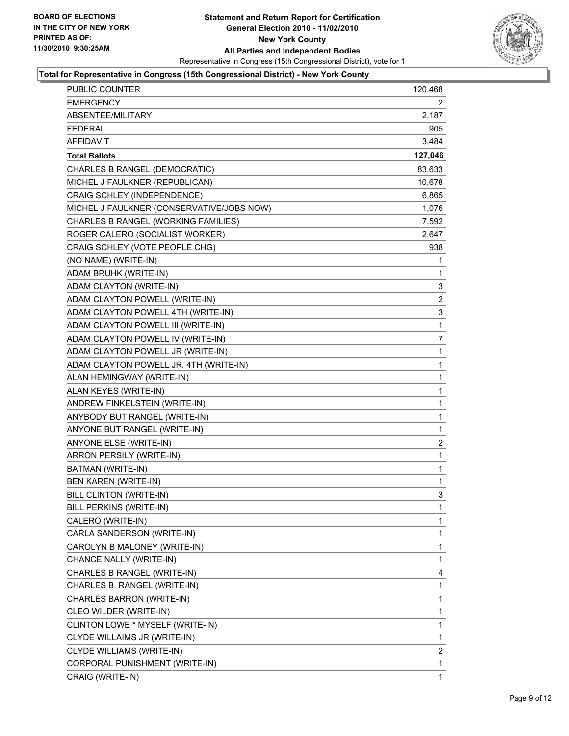**BOARD OF ELECTIONS
IN THE CITY OF NEW YORK
PRINTED AS OF:
11/30/2010 9:30:25AM**

# Statement and Return Report for Certification
## General Election 2010 - 11/02/2010
## New York County
## All Parties and Independent Bodies

Representative in Congress (15th Congressional District), vote for 1

**Total for Representative in Congress (15th Congressional District) - New York County**

| | |
|---|---|
| PUBLIC COUNTER | 120,468 |
| EMERGENCY | 2 |
| ABSENTEE/MILITARY | 2,187 |
| FEDERAL | 905 |
| AFFIDAVIT | 3,484 |
| **Total Ballots** | **127,046** |
| CHARLES B RANGEL (DEMOCRATIC) | 83,633 |
| MICHEL J FAULKNER (REPUBLICAN) | 10,678 |
| CRAIG SCHLEY (INDEPENDENCE) | 6,865 |
| MICHEL J FAULKNER (CONSERVATIVE/JOBS NOW) | 1,076 |
| CHARLES B RANGEL (WORKING FAMILIES) | 7,592 |
| ROGER CALERO (SOCIALIST WORKER) | 2,647 |
| CRAIG SCHLEY (VOTE PEOPLE CHG) | 938 |
| (NO NAME) (WRITE-IN) | 1 |
| ADAM BRUHK (WRITE-IN) | 1 |
| ADAM CLAYTON (WRITE-IN) | 3 |
| ADAM CLAYTON POWELL (WRITE-IN) | 2 |
| ADAM CLAYTON POWELL 4TH (WRITE-IN) | 3 |
| ADAM CLAYTON POWELL III (WRITE-IN) | 1 |
| ADAM CLAYTON POWELL IV (WRITE-IN) | 7 |
| ADAM CLAYTON POWELL JR (WRITE-IN) | 1 |
| ADAM CLAYTON POWELL JR. 4TH (WRITE-IN) | 1 |
| ALAN HEMINGWAY (WRITE-IN) | 1 |
| ALAN KEYES (WRITE-IN) | 1 |
| ANDREW FINKELSTEIN (WRITE-IN) | 1 |
| ANYBODY BUT RANGEL (WRITE-IN) | 1 |
| ANYONE BUT RANGEL (WRITE-IN) | 1 |
| ANYONE ELSE (WRITE-IN) | 2 |
| ARRON PERSILY (WRITE-IN) | 1 |
| BATMAN (WRITE-IN) | 1 |
| BEN KAREN (WRITE-IN) | 1 |
| BILL CLINTON (WRITE-IN) | 3 |
| BILL PERKINS (WRITE-IN) | 1 |
| CALERO (WRITE-IN) | 1 |
| CARLA SANDERSON (WRITE-IN) | 1 |
| CAROLYN B MALONEY (WRITE-IN) | 1 |
| CHANCE NALLY (WRITE-IN) | 1 |
| CHARLES B RANGEL (WRITE-IN) | 4 |
| CHARLES B. RANGEL (WRITE-IN) | 1 |
| CHARLES BARRON (WRITE-IN) | 1 |
| CLEO WILDER (WRITE-IN) | 1 |
| CLINTON LOWE * MYSELF (WRITE-IN) | 1 |
| CLYDE WILLAIMS JR (WRITE-IN) | 1 |
| CLYDE WILLIAMS (WRITE-IN) | 2 |
| CORPORAL PUNISHMENT (WRITE-IN) | 1 |
| CRAIG (WRITE-IN) | 1 |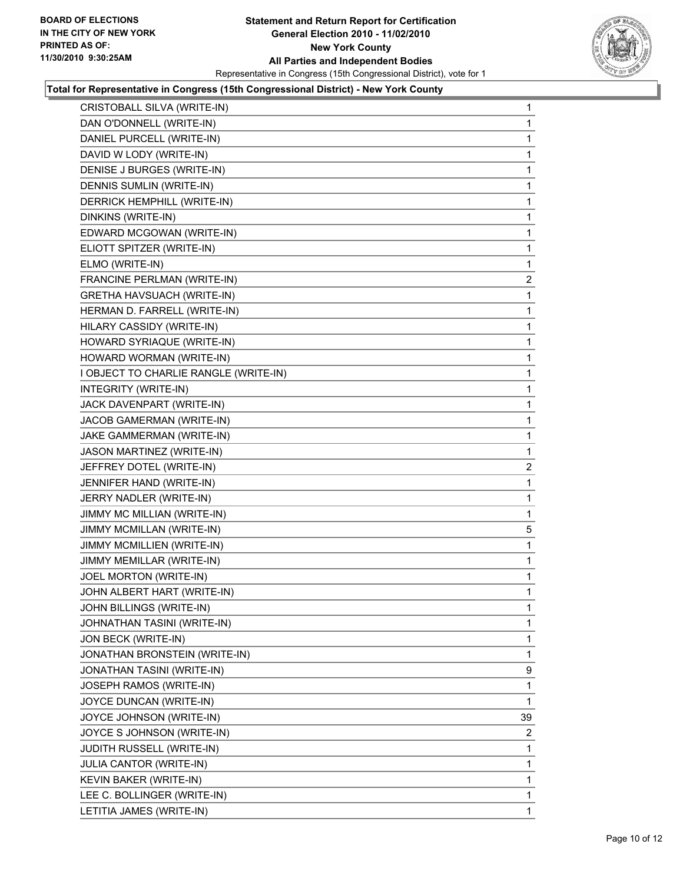**BOARD OF ELECTIONS IN THE CITY OF NEW YORK PRINTED AS OF: 11/30/2010 9:30:25AM**

**Statement and Return Report for Certification General Election 2010 - 11/02/2010 New York County All Parties and Independent Bodies**

Representative in Congress (15th Congressional District), vote for 1

**Total for Representative in Congress (15th Congressional District) - New York County**

| Candidate | Votes |
|---|---|
| CRISTOBALL SILVA (WRITE-IN) | 1 |
| DAN O'DONNELL (WRITE-IN) | 1 |
| DANIEL PURCELL (WRITE-IN) | 1 |
| DAVID W LODY (WRITE-IN) | 1 |
| DENISE J BURGES (WRITE-IN) | 1 |
| DENNIS SUMLIN (WRITE-IN) | 1 |
| DERRICK HEMPHILL (WRITE-IN) | 1 |
| DINKINS (WRITE-IN) | 1 |
| EDWARD MCGOWAN (WRITE-IN) | 1 |
| ELIOTT SPITZER (WRITE-IN) | 1 |
| ELMO (WRITE-IN) | 1 |
| FRANCINE PERLMAN (WRITE-IN) | 2 |
| GRETHA HAVSUACH (WRITE-IN) | 1 |
| HERMAN D. FARRELL (WRITE-IN) | 1 |
| HILARY CASSIDY (WRITE-IN) | 1 |
| HOWARD SYRIAQUE (WRITE-IN) | 1 |
| HOWARD WORMAN (WRITE-IN) | 1 |
| I OBJECT TO CHARLIE RANGLE (WRITE-IN) | 1 |
| INTEGRITY (WRITE-IN) | 1 |
| JACK DAVENPART (WRITE-IN) | 1 |
| JACOB GAMERMAN (WRITE-IN) | 1 |
| JAKE GAMMERMAN (WRITE-IN) | 1 |
| JASON MARTINEZ (WRITE-IN) | 1 |
| JEFFREY DOTEL (WRITE-IN) | 2 |
| JENNIFER HAND (WRITE-IN) | 1 |
| JERRY NADLER (WRITE-IN) | 1 |
| JIMMY MC MILLIAN (WRITE-IN) | 1 |
| JIMMY MCMILLAN (WRITE-IN) | 5 |
| JIMMY MCMILLIEN (WRITE-IN) | 1 |
| JIMMY MEMILLAR (WRITE-IN) | 1 |
| JOEL MORTON (WRITE-IN) | 1 |
| JOHN ALBERT HART (WRITE-IN) | 1 |
| JOHN BILLINGS (WRITE-IN) | 1 |
| JOHNATHAN TASINI (WRITE-IN) | 1 |
| JON BECK (WRITE-IN) | 1 |
| JONATHAN BRONSTEIN (WRITE-IN) | 1 |
| JONATHAN TASINI (WRITE-IN) | 9 |
| JOSEPH RAMOS (WRITE-IN) | 1 |
| JOYCE DUNCAN (WRITE-IN) | 1 |
| JOYCE JOHNSON (WRITE-IN) | 39 |
| JOYCE S JOHNSON (WRITE-IN) | 2 |
| JUDITH RUSSELL (WRITE-IN) | 1 |
| JULIA CANTOR (WRITE-IN) | 1 |
| KEVIN BAKER (WRITE-IN) | 1 |
| LEE C. BOLLINGER (WRITE-IN) | 1 |
| LETITIA JAMES (WRITE-IN) | 1 |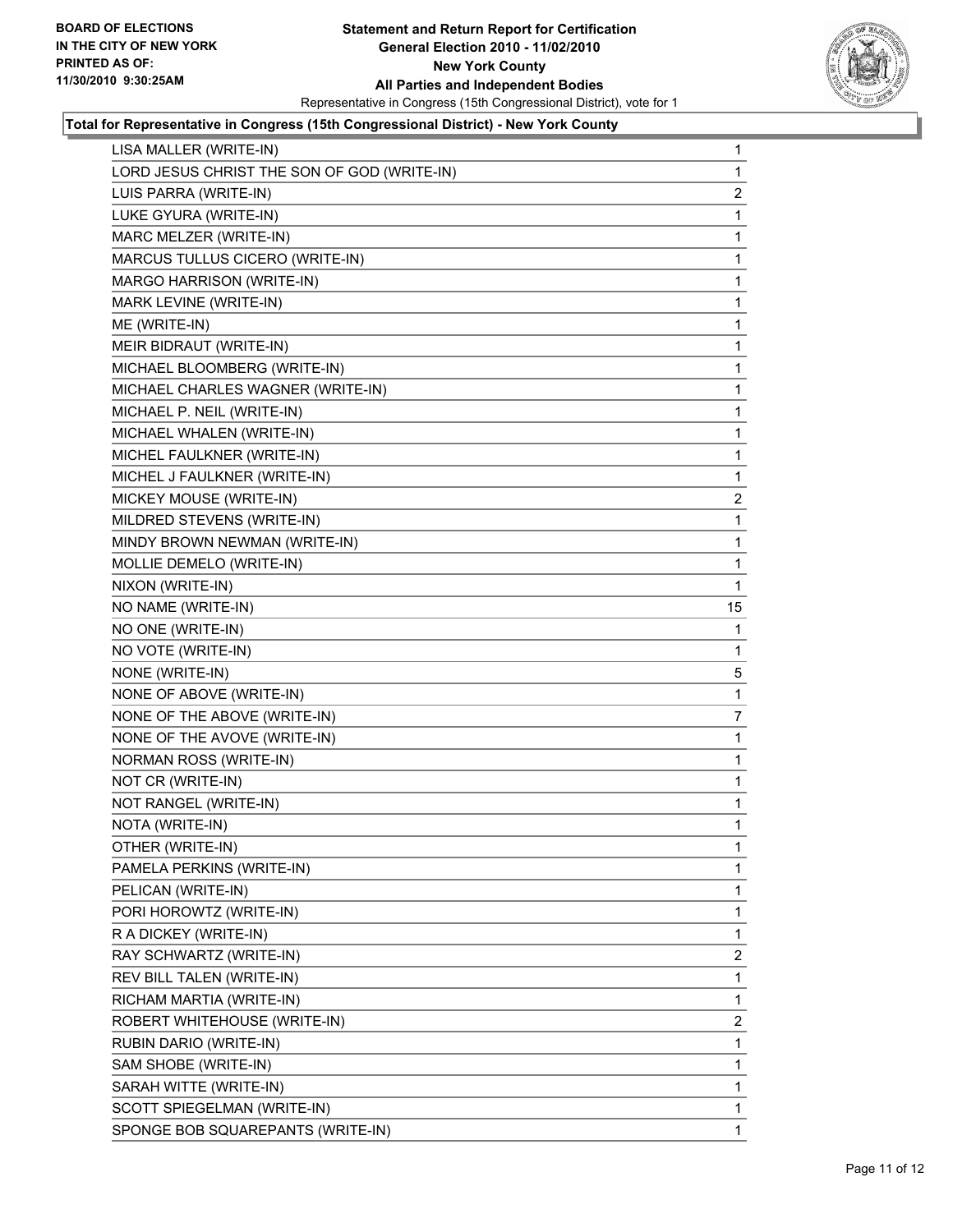**BOARD OF ELECTIONS IN THE CITY OF NEW YORK PRINTED AS OF: 11/30/2010 9:30:25AM**

**Statement and Return Report for Certification General Election 2010 - 11/02/2010 New York County All Parties and Independent Bodies**

Representative in Congress (15th Congressional District), vote for 1

**Total for Representative in Congress (15th Congressional District) - New York County**

| | |
|---|---|
| LISA MALLER (WRITE-IN) | 1 |
| LORD JESUS CHRIST THE SON OF GOD (WRITE-IN) | 1 |
| LUIS PARRA (WRITE-IN) | 2 |
| LUKE GYURA (WRITE-IN) | 1 |
| MARC MELZER (WRITE-IN) | 1 |
| MARCUS TULLUS CICERO (WRITE-IN) | 1 |
| MARGO HARRISON (WRITE-IN) | 1 |
| MARK LEVINE (WRITE-IN) | 1 |
| ME (WRITE-IN) | 1 |
| MEIR BIDRAUT (WRITE-IN) | 1 |
| MICHAEL BLOOMBERG (WRITE-IN) | 1 |
| MICHAEL CHARLES WAGNER (WRITE-IN) | 1 |
| MICHAEL P. NEIL (WRITE-IN) | 1 |
| MICHAEL WHALEN (WRITE-IN) | 1 |
| MICHEL FAULKNER (WRITE-IN) | 1 |
| MICHEL J FAULKNER (WRITE-IN) | 1 |
| MICKEY MOUSE (WRITE-IN) | 2 |
| MILDRED STEVENS (WRITE-IN) | 1 |
| MINDY BROWN NEWMAN (WRITE-IN) | 1 |
| MOLLIE DEMELO (WRITE-IN) | 1 |
| NIXON (WRITE-IN) | 1 |
| NO NAME (WRITE-IN) | 15 |
| NO ONE (WRITE-IN) | 1 |
| NO VOTE (WRITE-IN) | 1 |
| NONE (WRITE-IN) | 5 |
| NONE OF ABOVE (WRITE-IN) | 1 |
| NONE OF THE ABOVE (WRITE-IN) | 7 |
| NONE OF THE AVOVE (WRITE-IN) | 1 |
| NORMAN ROSS (WRITE-IN) | 1 |
| NOT CR (WRITE-IN) | 1 |
| NOT RANGEL (WRITE-IN) | 1 |
| NOTA (WRITE-IN) | 1 |
| OTHER (WRITE-IN) | 1 |
| PAMELA PERKINS (WRITE-IN) | 1 |
| PELICAN (WRITE-IN) | 1 |
| PORI HOROWTZ (WRITE-IN) | 1 |
| R A DICKEY (WRITE-IN) | 1 |
| RAY SCHWARTZ (WRITE-IN) | 2 |
| REV BILL TALEN (WRITE-IN) | 1 |
| RICHAM MARTIA (WRITE-IN) | 1 |
| ROBERT WHITEHOUSE (WRITE-IN) | 2 |
| RUBIN DARIO (WRITE-IN) | 1 |
| SAM SHOBE (WRITE-IN) | 1 |
| SARAH WITTE (WRITE-IN) | 1 |
| SCOTT SPIEGELMAN (WRITE-IN) | 1 |
| SPONGE BOB SQUAREPANTS (WRITE-IN) | 1 |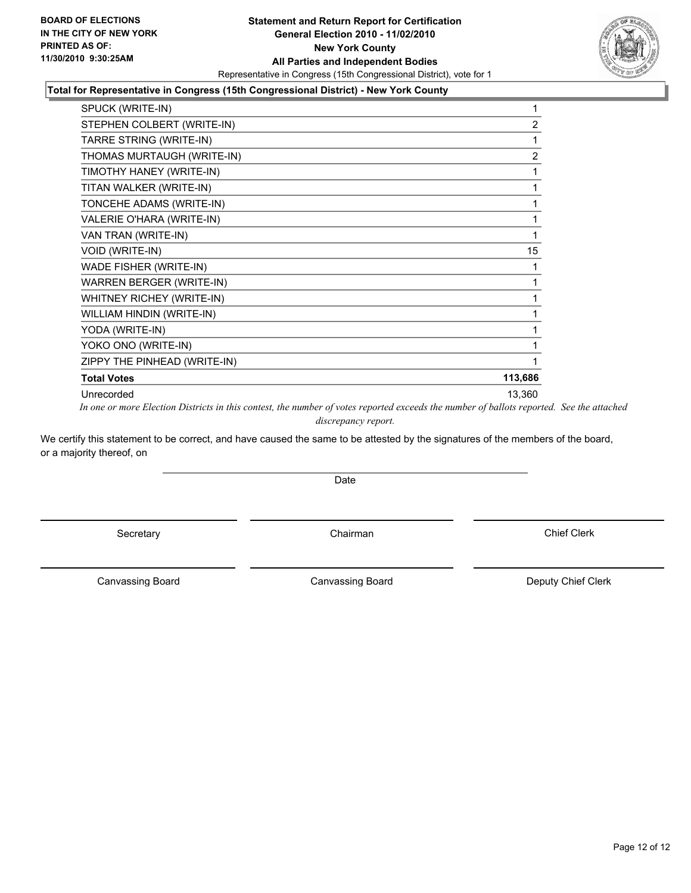**BOARD OF ELECTIONS IN THE CITY OF NEW YORK PRINTED AS OF: 11/30/2010 9:30:25AM**

**Statement and Return Report for Certification General Election 2010 - 11/02/2010 New York County All Parties and Independent Bodies**

Representative in Congress (15th Congressional District), vote for 1

**Total for Representative in Congress (15th Congressional District) - New York County**

| | |
|---|---|
| SPUCK (WRITE-IN) | 1 |
| STEPHEN COLBERT (WRITE-IN) | 2 |
| TARRE STRING (WRITE-IN) | 1 |
| THOMAS MURTAUGH (WRITE-IN) | 2 |
| TIMOTHY HANEY (WRITE-IN) | 1 |
| TITAN WALKER (WRITE-IN) | 1 |
| TONCEHE ADAMS (WRITE-IN) | 1 |
| VALERIE O'HARA (WRITE-IN) | 1 |
| VAN TRAN (WRITE-IN) | 1 |
| VOID (WRITE-IN) | 15 |
| WADE FISHER (WRITE-IN) | 1 |
| WARREN BERGER (WRITE-IN) | 1 |
| WHITNEY RICHEY (WRITE-IN) | 1 |
| WILLIAM HINDIN (WRITE-IN) | 1 |
| YODA (WRITE-IN) | 1 |
| YOKO ONO (WRITE-IN) | 1 |
| ZIPPY THE PINHEAD (WRITE-IN) | 1 |
| **Total Votes** | **113,686** |
| Unrecorded | 13,360 |

*In one or more Election Districts in this contest, the number of votes reported exceeds the number of ballots reported. See the attached discrepancy report.*

We certify this statement to be correct, and have caused the same to be attested by the signatures of the members of the board, or a majority thereof, on

Date

Secretary

Chairman

Chief Clerk

Canvassing Board

Canvassing Board

Deputy Chief Clerk